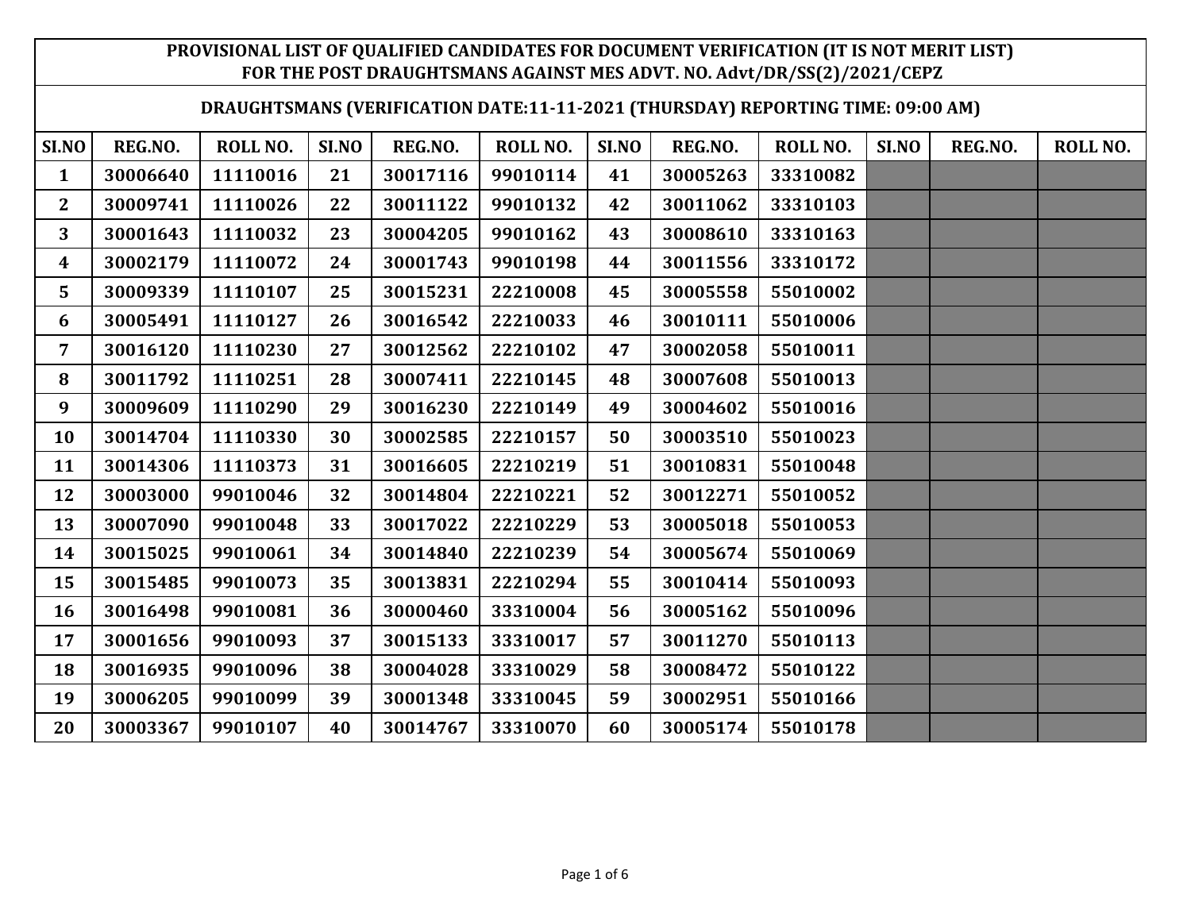# PROVISIONAL LIST OF QUALIFIED CANDIDATES FOR DOCUMENT VERIFICATION (IT IS NOT MERIT LIST)
## FOR THE POST DRAUGHTSMANS AGAINST MES ADVT. NO. Advt/DR/SS(2)/2021/CEPZ

### DRAUGHTSMANS (VERIFICATION DATE:11-11-2021 (THURSDAY) REPORTING TIME: 09:00 AM)

| SI.NO | REG.NO. | ROLL NO. | SI.NO | REG.NO. | ROLL NO. | SI.NO | REG.NO. | ROLL NO. | SI.NO | REG.NO. | ROLL NO. |
|---|---|---|---|---|---|---|---|---|---|---|---|
| 1 | 30006640 | 11110016 | 21 | 30017116 | 99010114 | 41 | 30005263 | 33310082 | | | |
| 2 | 30009741 | 11110026 | 22 | 30011122 | 99010132 | 42 | 30011062 | 33310103 | | | |
| 3 | 30001643 | 11110032 | 23 | 30004205 | 99010162 | 43 | 30008610 | 33310163 | | | |
| 4 | 30002179 | 11110072 | 24 | 30001743 | 99010198 | 44 | 30011556 | 33310172 | | | |
| 5 | 30009339 | 11110107 | 25 | 30015231 | 22210008 | 45 | 30005558 | 55010002 | | | |
| 6 | 30005491 | 11110127 | 26 | 30016542 | 22210033 | 46 | 30010111 | 55010006 | | | |
| 7 | 30016120 | 11110230 | 27 | 30012562 | 22210102 | 47 | 30002058 | 55010011 | | | |
| 8 | 30011792 | 11110251 | 28 | 30007411 | 22210145 | 48 | 30007608 | 55010013 | | | |
| 9 | 30009609 | 11110290 | 29 | 30016230 | 22210149 | 49 | 30004602 | 55010016 | | | |
| 10 | 30014704 | 11110330 | 30 | 30002585 | 22210157 | 50 | 30003510 | 55010023 | | | |
| 11 | 30014306 | 11110373 | 31 | 30016605 | 22210219 | 51 | 30010831 | 55010048 | | | |
| 12 | 30003000 | 99010046 | 32 | 30014804 | 22210221 | 52 | 30012271 | 55010052 | | | |
| 13 | 30007090 | 99010048 | 33 | 30017022 | 22210229 | 53 | 30005018 | 55010053 | | | |
| 14 | 30015025 | 99010061 | 34 | 30014840 | 22210239 | 54 | 30005674 | 55010069 | | | |
| 15 | 30015485 | 99010073 | 35 | 30013831 | 22210294 | 55 | 30010414 | 55010093 | | | |
| 16 | 30016498 | 99010081 | 36 | 30000460 | 33310004 | 56 | 30005162 | 55010096 | | | |
| 17 | 30001656 | 99010093 | 37 | 30015133 | 33310017 | 57 | 30011270 | 55010113 | | | |
| 18 | 30016935 | 99010096 | 38 | 30004028 | 33310029 | 58 | 30008472 | 55010122 | | | |
| 19 | 30006205 | 99010099 | 39 | 30001348 | 33310045 | 59 | 30002951 | 55010166 | | | |
| 20 | 30003367 | 99010107 | 40 | 30014767 | 33310070 | 60 | 30005174 | 55010178 | | | |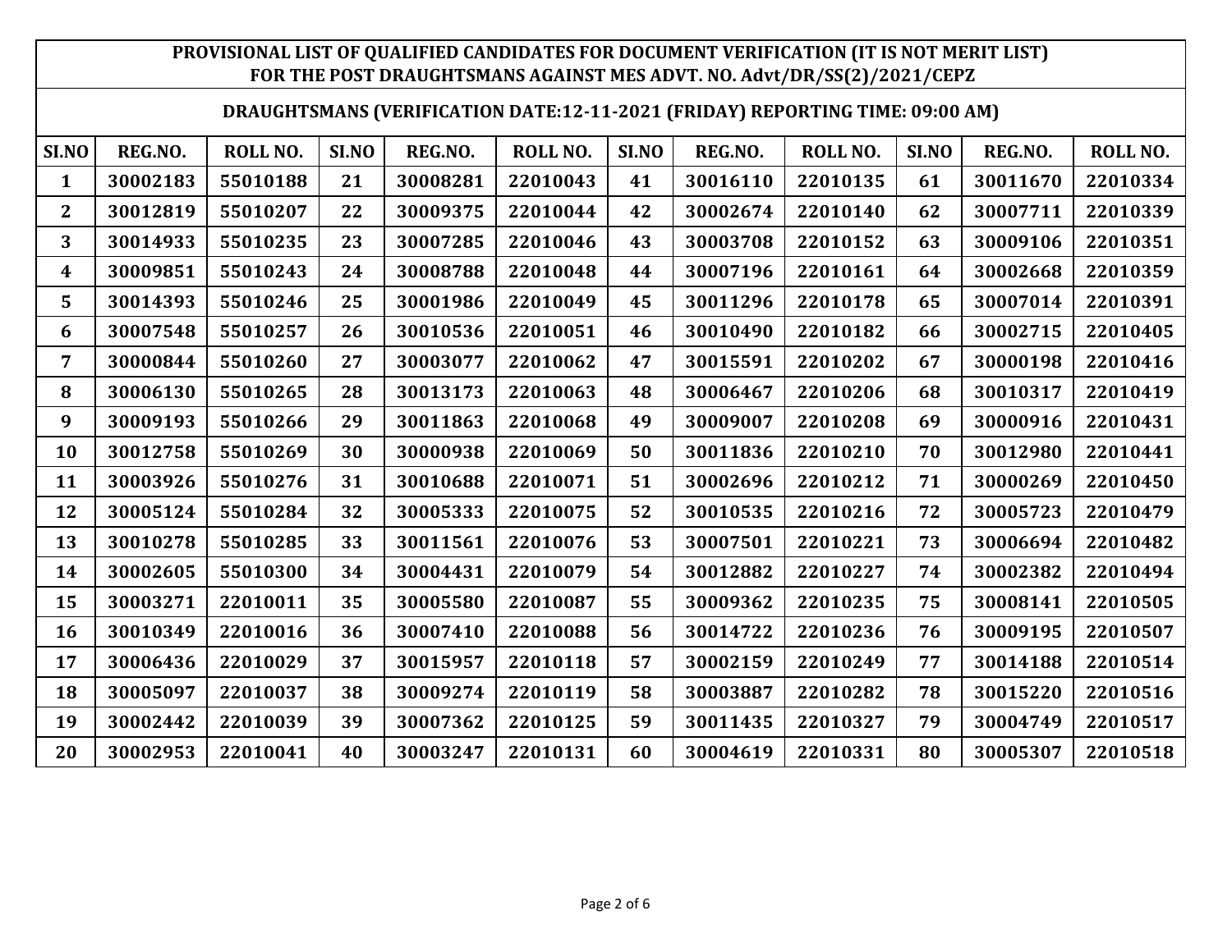**PROVISIONAL LIST OF QUALIFIED CANDIDATES FOR DOCUMENT VERIFICATION (IT IS NOT MERIT LIST) FOR THE POST DRAUGHTSMANS AGAINST MES ADVT. NO. Advt/DR/SS(2)/2021/CEPZ**

**DRAUGHTSMANS (VERIFICATION DATE:12-11-2021 (FRIDAY) REPORTING TIME: 09:00 AM)**

| SI.NO | REG.NO. | ROLL NO. | SI.NO | REG.NO. | ROLL NO. | SI.NO | REG.NO. | ROLL NO. | SI.NO | REG.NO. | ROLL NO. |
|---|---|---|---|---|---|---|---|---|---|---|---|
| 1 | 30002183 | 55010188 | 21 | 30008281 | 22010043 | 41 | 30016110 | 22010135 | 61 | 30011670 | 22010334 |
| 2 | 30012819 | 55010207 | 22 | 30009375 | 22010044 | 42 | 30002674 | 22010140 | 62 | 30007711 | 22010339 |
| 3 | 30014933 | 55010235 | 23 | 30007285 | 22010046 | 43 | 30003708 | 22010152 | 63 | 30009106 | 22010351 |
| 4 | 30009851 | 55010243 | 24 | 30008788 | 22010048 | 44 | 30007196 | 22010161 | 64 | 30002668 | 22010359 |
| 5 | 30014393 | 55010246 | 25 | 30001986 | 22010049 | 45 | 30011296 | 22010178 | 65 | 30007014 | 22010391 |
| 6 | 30007548 | 55010257 | 26 | 30010536 | 22010051 | 46 | 30010490 | 22010182 | 66 | 30002715 | 22010405 |
| 7 | 30000844 | 55010260 | 27 | 30003077 | 22010062 | 47 | 30015591 | 22010202 | 67 | 30000198 | 22010416 |
| 8 | 30006130 | 55010265 | 28 | 30013173 | 22010063 | 48 | 30006467 | 22010206 | 68 | 30010317 | 22010419 |
| 9 | 30009193 | 55010266 | 29 | 30011863 | 22010068 | 49 | 30009007 | 22010208 | 69 | 30000916 | 22010431 |
| 10 | 30012758 | 55010269 | 30 | 30000938 | 22010069 | 50 | 30011836 | 22010210 | 70 | 30012980 | 22010441 |
| 11 | 30003926 | 55010276 | 31 | 30010688 | 22010071 | 51 | 30002696 | 22010212 | 71 | 30000269 | 22010450 |
| 12 | 30005124 | 55010284 | 32 | 30005333 | 22010075 | 52 | 30010535 | 22010216 | 72 | 30005723 | 22010479 |
| 13 | 30010278 | 55010285 | 33 | 30011561 | 22010076 | 53 | 30007501 | 22010221 | 73 | 30006694 | 22010482 |
| 14 | 30002605 | 55010300 | 34 | 30004431 | 22010079 | 54 | 30012882 | 22010227 | 74 | 30002382 | 22010494 |
| 15 | 30003271 | 22010011 | 35 | 30005580 | 22010087 | 55 | 30009362 | 22010235 | 75 | 30008141 | 22010505 |
| 16 | 30010349 | 22010016 | 36 | 30007410 | 22010088 | 56 | 30014722 | 22010236 | 76 | 30009195 | 22010507 |
| 17 | 30006436 | 22010029 | 37 | 30015957 | 22010118 | 57 | 30002159 | 22010249 | 77 | 30014188 | 22010514 |
| 18 | 30005097 | 22010037 | 38 | 30009274 | 22010119 | 58 | 30003887 | 22010282 | 78 | 30015220 | 22010516 |
| 19 | 30002442 | 22010039 | 39 | 30007362 | 22010125 | 59 | 30011435 | 22010327 | 79 | 30004749 | 22010517 |
| 20 | 30002953 | 22010041 | 40 | 30003247 | 22010131 | 60 | 30004619 | 22010331 | 80 | 30005307 | 22010518 |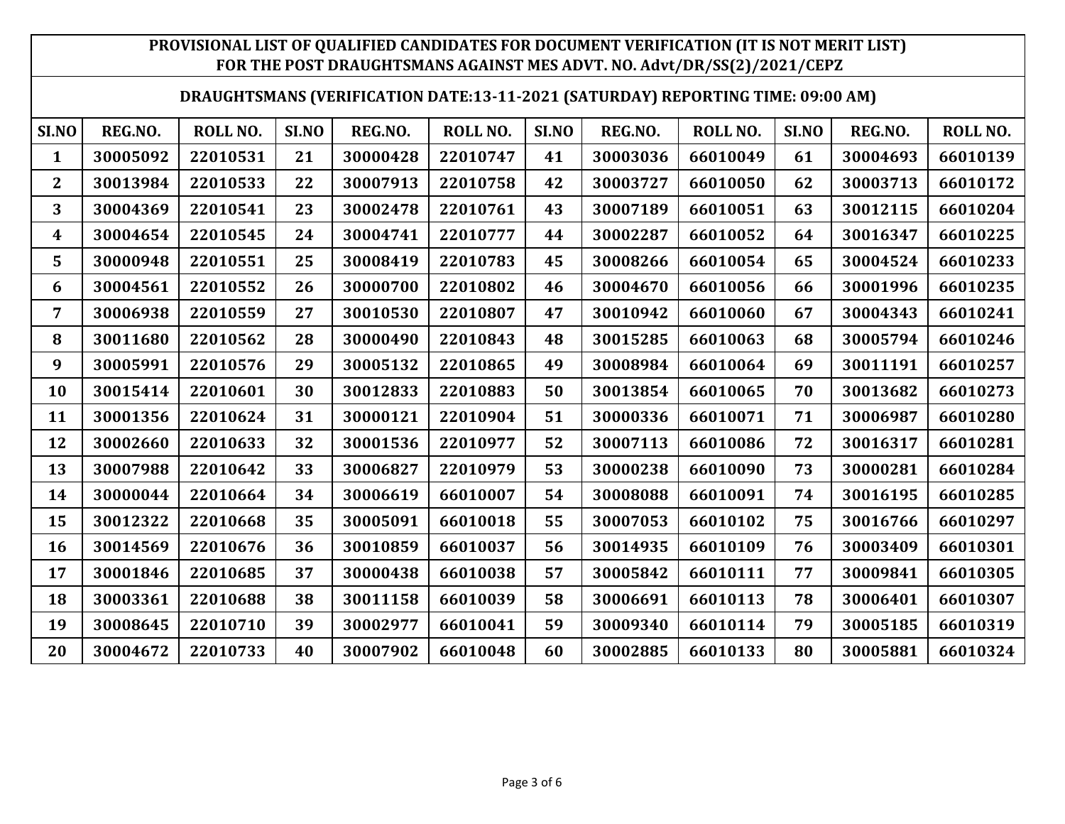**PROVISIONAL LIST OF QUALIFIED CANDIDATES FOR DOCUMENT VERIFICATION (IT IS NOT MERIT LIST) FOR THE POST DRAUGHTSMANS AGAINST MES ADVT. NO. Advt/DR/SS(2)/2021/CEPZ**

**DRAUGHTSMANS (VERIFICATION DATE:13-11-2021 (SATURDAY) REPORTING TIME: 09:00 AM)**

| SI.NO | REG.NO. | ROLL NO. | SI.NO | REG.NO. | ROLL NO. | SI.NO | REG.NO. | ROLL NO. | SI.NO | REG.NO. | ROLL NO. |
|---|---|---|---|---|---|---|---|---|---|---|---|
| 1 | 30005092 | 22010531 | 21 | 30000428 | 22010747 | 41 | 30003036 | 66010049 | 61 | 30004693 | 66010139 |
| 2 | 30013984 | 22010533 | 22 | 30007913 | 22010758 | 42 | 30003727 | 66010050 | 62 | 30003713 | 66010172 |
| 3 | 30004369 | 22010541 | 23 | 30002478 | 22010761 | 43 | 30007189 | 66010051 | 63 | 30012115 | 66010204 |
| 4 | 30004654 | 22010545 | 24 | 30004741 | 22010777 | 44 | 30002287 | 66010052 | 64 | 30016347 | 66010225 |
| 5 | 30000948 | 22010551 | 25 | 30008419 | 22010783 | 45 | 30008266 | 66010054 | 65 | 30004524 | 66010233 |
| 6 | 30004561 | 22010552 | 26 | 30000700 | 22010802 | 46 | 30004670 | 66010056 | 66 | 30001996 | 66010235 |
| 7 | 30006938 | 22010559 | 27 | 30010530 | 22010807 | 47 | 30010942 | 66010060 | 67 | 30004343 | 66010241 |
| 8 | 30011680 | 22010562 | 28 | 30000490 | 22010843 | 48 | 30015285 | 66010063 | 68 | 30005794 | 66010246 |
| 9 | 30005991 | 22010576 | 29 | 30005132 | 22010865 | 49 | 30008984 | 66010064 | 69 | 30011191 | 66010257 |
| 10 | 30015414 | 22010601 | 30 | 30012833 | 22010883 | 50 | 30013854 | 66010065 | 70 | 30013682 | 66010273 |
| 11 | 30001356 | 22010624 | 31 | 30000121 | 22010904 | 51 | 30000336 | 66010071 | 71 | 30006987 | 66010280 |
| 12 | 30002660 | 22010633 | 32 | 30001536 | 22010977 | 52 | 30007113 | 66010086 | 72 | 30016317 | 66010281 |
| 13 | 30007988 | 22010642 | 33 | 30006827 | 22010979 | 53 | 30000238 | 66010090 | 73 | 30000281 | 66010284 |
| 14 | 30000044 | 22010664 | 34 | 30006619 | 66010007 | 54 | 30008088 | 66010091 | 74 | 30016195 | 66010285 |
| 15 | 30012322 | 22010668 | 35 | 30005091 | 66010018 | 55 | 30007053 | 66010102 | 75 | 30016766 | 66010297 |
| 16 | 30014569 | 22010676 | 36 | 30010859 | 66010037 | 56 | 30014935 | 66010109 | 76 | 30003409 | 66010301 |
| 17 | 30001846 | 22010685 | 37 | 30000438 | 66010038 | 57 | 30005842 | 66010111 | 77 | 30009841 | 66010305 |
| 18 | 30003361 | 22010688 | 38 | 30011158 | 66010039 | 58 | 30006691 | 66010113 | 78 | 30006401 | 66010307 |
| 19 | 30008645 | 22010710 | 39 | 30002977 | 66010041 | 59 | 30009340 | 66010114 | 79 | 30005185 | 66010319 |
| 20 | 30004672 | 22010733 | 40 | 30007902 | 66010048 | 60 | 30002885 | 66010133 | 80 | 30005881 | 66010324 |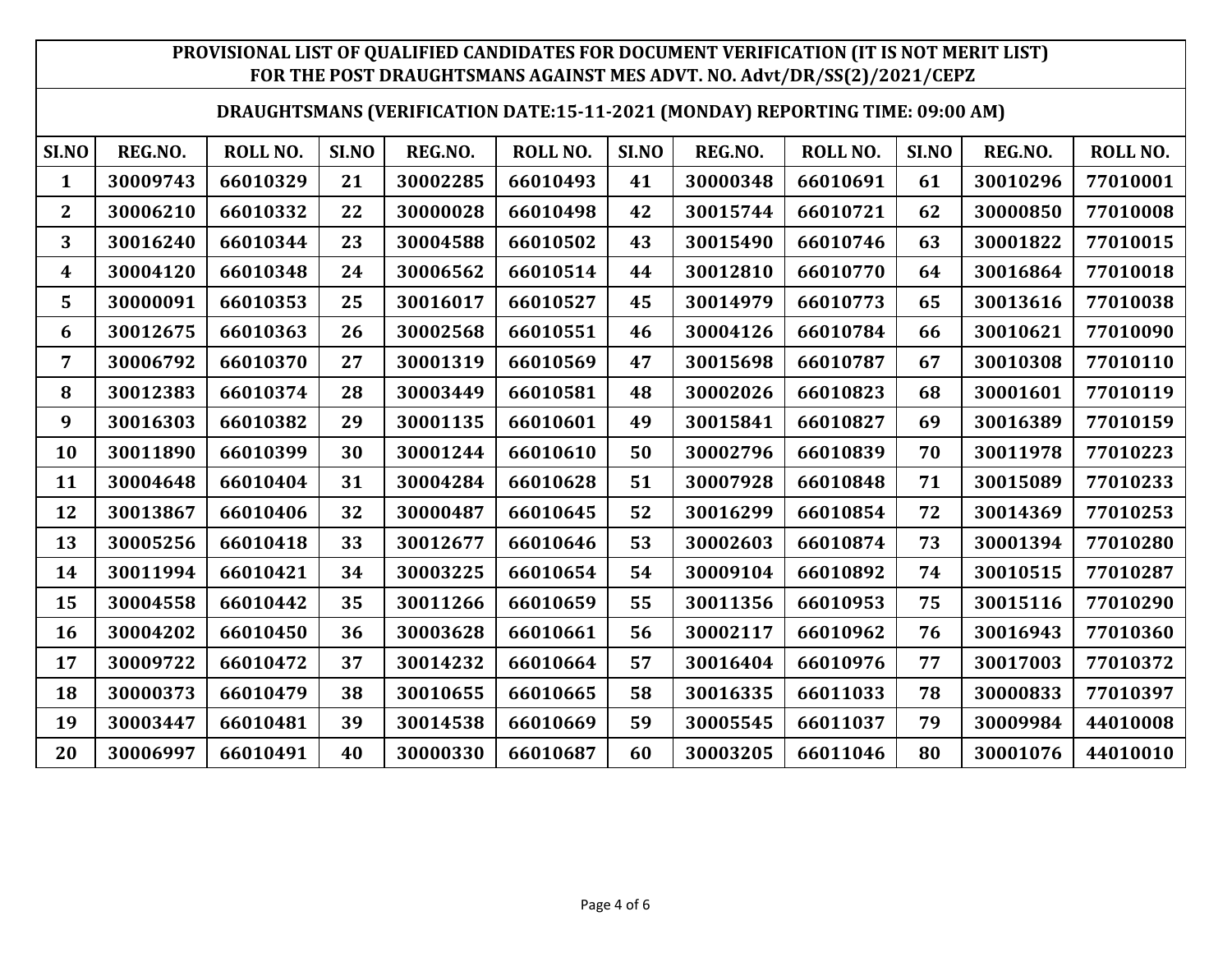**PROVISIONAL LIST OF QUALIFIED CANDIDATES FOR DOCUMENT VERIFICATION (IT IS NOT MERIT LIST) FOR THE POST DRAUGHTSMANS AGAINST MES ADVT. NO. Advt/DR/SS(2)/2021/CEPZ**

**DRAUGHTSMANS (VERIFICATION DATE:15-11-2021 (MONDAY) REPORTING TIME: 09:00 AM)**

| SI.NO | REG.NO. | ROLL NO. | SI.NO | REG.NO. | ROLL NO. | SI.NO | REG.NO. | ROLL NO. | SI.NO | REG.NO. | ROLL NO. |
|---|---|---|---|---|---|---|---|---|---|---|---|
| 1 | 30009743 | 66010329 | 21 | 30002285 | 66010493 | 41 | 30000348 | 66010691 | 61 | 30010296 | 77010001 |
| 2 | 30006210 | 66010332 | 22 | 30000028 | 66010498 | 42 | 30015744 | 66010721 | 62 | 30000850 | 77010008 |
| 3 | 30016240 | 66010344 | 23 | 30004588 | 66010502 | 43 | 30015490 | 66010746 | 63 | 30001822 | 77010015 |
| 4 | 30004120 | 66010348 | 24 | 30006562 | 66010514 | 44 | 30012810 | 66010770 | 64 | 30016864 | 77010018 |
| 5 | 30000091 | 66010353 | 25 | 30016017 | 66010527 | 45 | 30014979 | 66010773 | 65 | 30013616 | 77010038 |
| 6 | 30012675 | 66010363 | 26 | 30002568 | 66010551 | 46 | 30004126 | 66010784 | 66 | 30010621 | 77010090 |
| 7 | 30006792 | 66010370 | 27 | 30001319 | 66010569 | 47 | 30015698 | 66010787 | 67 | 30010308 | 77010110 |
| 8 | 30012383 | 66010374 | 28 | 30003449 | 66010581 | 48 | 30002026 | 66010823 | 68 | 30001601 | 77010119 |
| 9 | 30016303 | 66010382 | 29 | 30001135 | 66010601 | 49 | 30015841 | 66010827 | 69 | 30016389 | 77010159 |
| 10 | 30011890 | 66010399 | 30 | 30001244 | 66010610 | 50 | 30002796 | 66010839 | 70 | 30011978 | 77010223 |
| 11 | 30004648 | 66010404 | 31 | 30004284 | 66010628 | 51 | 30007928 | 66010848 | 71 | 30015089 | 77010233 |
| 12 | 30013867 | 66010406 | 32 | 30000487 | 66010645 | 52 | 30016299 | 66010854 | 72 | 30014369 | 77010253 |
| 13 | 30005256 | 66010418 | 33 | 30012677 | 66010646 | 53 | 30002603 | 66010874 | 73 | 30001394 | 77010280 |
| 14 | 30011994 | 66010421 | 34 | 30003225 | 66010654 | 54 | 30009104 | 66010892 | 74 | 30010515 | 77010287 |
| 15 | 30004558 | 66010442 | 35 | 30011266 | 66010659 | 55 | 30011356 | 66010953 | 75 | 30015116 | 77010290 |
| 16 | 30004202 | 66010450 | 36 | 30003628 | 66010661 | 56 | 30002117 | 66010962 | 76 | 30016943 | 77010360 |
| 17 | 30009722 | 66010472 | 37 | 30014232 | 66010664 | 57 | 30016404 | 66010976 | 77 | 30017003 | 77010372 |
| 18 | 30000373 | 66010479 | 38 | 30010655 | 66010665 | 58 | 30016335 | 66011033 | 78 | 30000833 | 77010397 |
| 19 | 30003447 | 66010481 | 39 | 30014538 | 66010669 | 59 | 30005545 | 66011037 | 79 | 30009984 | 44010008 |
| 20 | 30006997 | 66010491 | 40 | 30000330 | 66010687 | 60 | 30003205 | 66011046 | 80 | 30001076 | 44010010 |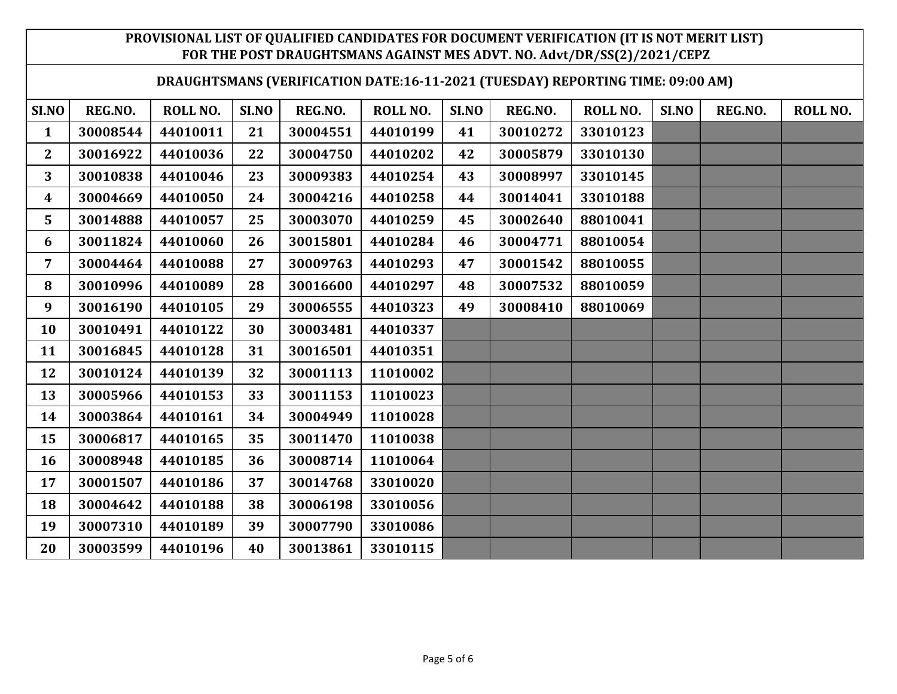**PROVISIONAL LIST OF QUALIFIED CANDIDATES FOR DOCUMENT VERIFICATION (IT IS NOT MERIT LIST) FOR THE POST DRAUGHTSMANS AGAINST MES ADVT. NO. Advt/DR/SS(2)/2021/CEPZ**

**DRAUGHTSMANS (VERIFICATION DATE:16-11-2021 (TUESDAY) REPORTING TIME: 09:00 AM)**

| SI.NO | REG.NO. | ROLL NO. | SI.NO | REG.NO. | ROLL NO. | SI.NO | REG.NO. | ROLL NO. | SI.NO | REG.NO. | ROLL NO. |
|---|---|---|---|---|---|---|---|---|---|---|---|
| 1 | 30008544 | 44010011 | 21 | 30004551 | 44010199 | 41 | 30010272 | 33010123 | | | |
| 2 | 30016922 | 44010036 | 22 | 30004750 | 44010202 | 42 | 30005879 | 33010130 | | | |
| 3 | 30010838 | 44010046 | 23 | 30009383 | 44010254 | 43 | 30008997 | 33010145 | | | |
| 4 | 30004669 | 44010050 | 24 | 30004216 | 44010258 | 44 | 30014041 | 33010188 | | | |
| 5 | 30014888 | 44010057 | 25 | 30003070 | 44010259 | 45 | 30002640 | 88010041 | | | |
| 6 | 30011824 | 44010060 | 26 | 30015801 | 44010284 | 46 | 30004771 | 88010054 | | | |
| 7 | 30004464 | 44010088 | 27 | 30009763 | 44010293 | 47 | 30001542 | 88010055 | | | |
| 8 | 30010996 | 44010089 | 28 | 30016600 | 44010297 | 48 | 30007532 | 88010059 | | | |
| 9 | 30016190 | 44010105 | 29 | 30006555 | 44010323 | 49 | 30008410 | 88010069 | | | |
| 10 | 30010491 | 44010122 | 30 | 30003481 | 44010337 | | | | | | |
| 11 | 30016845 | 44010128 | 31 | 30016501 | 44010351 | | | | | | |
| 12 | 30010124 | 44010139 | 32 | 30001113 | 11010002 | | | | | | |
| 13 | 30005966 | 44010153 | 33 | 30011153 | 11010023 | | | | | | |
| 14 | 30003864 | 44010161 | 34 | 30004949 | 11010028 | | | | | | |
| 15 | 30006817 | 44010165 | 35 | 30011470 | 11010038 | | | | | | |
| 16 | 30008948 | 44010185 | 36 | 30008714 | 11010064 | | | | | | |
| 17 | 30001507 | 44010186 | 37 | 30014768 | 33010020 | | | | | | |
| 18 | 30004642 | 44010188 | 38 | 30006198 | 33010056 | | | | | | |
| 19 | 30007310 | 44010189 | 39 | 30007790 | 33010086 | | | | | | |
| 20 | 30003599 | 44010196 | 40 | 30013861 | 33010115 | | | | | | |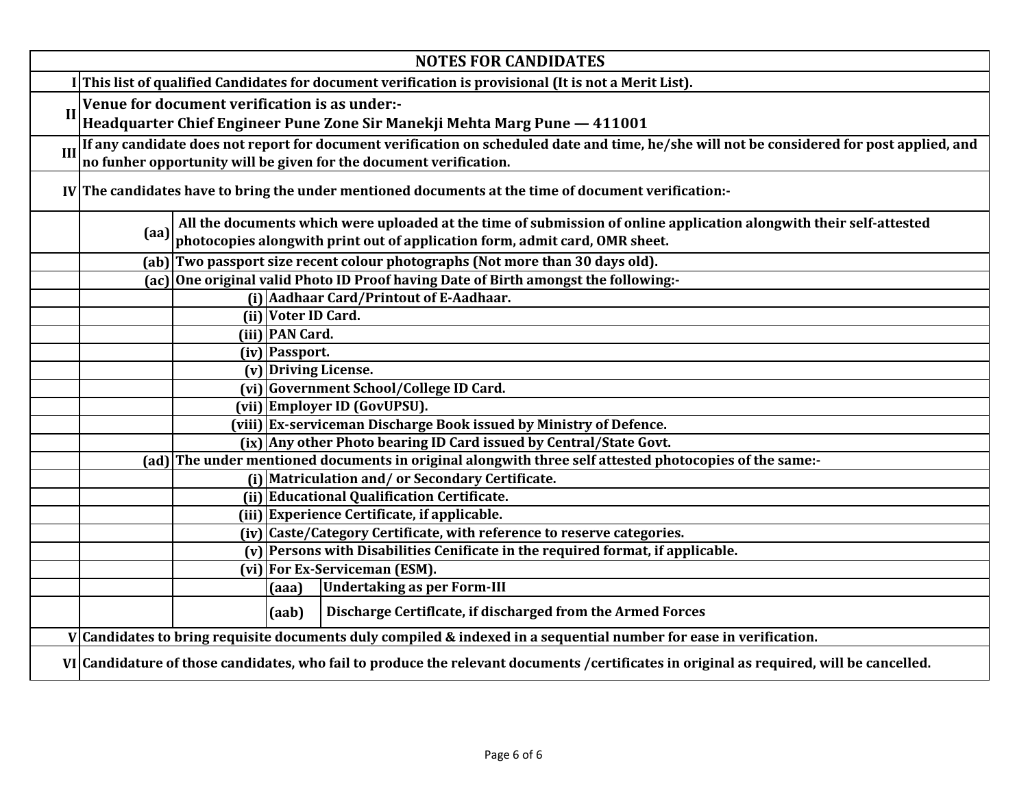## NOTES FOR CANDIDATES

| | | | | |
|---|---|---|---|---|
| I | This list of qualified Candidates for document verification is provisional (It is not a Merit List). | | | |
| II | Venue for document verification is as under:- Headquarter Chief Engineer Pune Zone Sir Manekji Mehta Marg Pune — 411001 | | | |
| III | If any candidate does not report for document verification on scheduled date and time, he/she will not be considered for post applied, and no funher opportunity will be given for the document verification. | | | |
| IV | The candidates have to bring the under mentioned documents at the time of document verification:- | | | |
| | (aa) | All the documents which were uploaded at the time of submission of online application alongwith their self-attested photocopies alongwith print out of application form, admit card, OMR sheet. | | |
| | (ab) | Two passport size recent colour photographs (Not more than 30 days old). | | |
| | (ac) | One original valid Photo ID Proof having Date of Birth amongst the following:- | | |
| | | (i) | Aadhaar Card/Printout of E-Aadhaar. | |
| | | (ii) | Voter ID Card. | |
| | | (iii) | PAN Card. | |
| | | (iv) | Passport. | |
| | | (v) | Driving License. | |
| | | (vi) | Government School/College ID Card. | |
| | | (vii) | Employer ID (GovUPSU). | |
| | | (viii) | Ex-serviceman Discharge Book issued by Ministry of Defence. | |
| | | (ix) | Any other Photo bearing ID Card issued by Central/State Govt. | |
| | (ad) | The under mentioned documents in original alongwith three self attested photocopies of the same:- | | |
| | | (i) | Matriculation and/ or Secondary Certificate. | |
| | | (ii) | Educational Qualification Certificate. | |
| | | (iii) | Experience Certificate, if applicable. | |
| | | (iv) | Caste/Category Certificate, with reference to reserve categories. | |
| | | (v) | Persons with Disabilities Cenificate in the required format, if applicable. | |
| | | (vi) | For Ex-Serviceman (ESM). | |
| | | | (aaa) | Undertaking as per Form-III |
| | | | (aab) | Discharge Certiflcate, if discharged from the Armed Forces |
| V | Candidates to bring requisite documents duly compiled & indexed in a sequential number for ease in verification. | | | |
| VI | Candidature of those candidates, who fail to produce the relevant documents /certificates in original as required, will be cancelled. | | | |